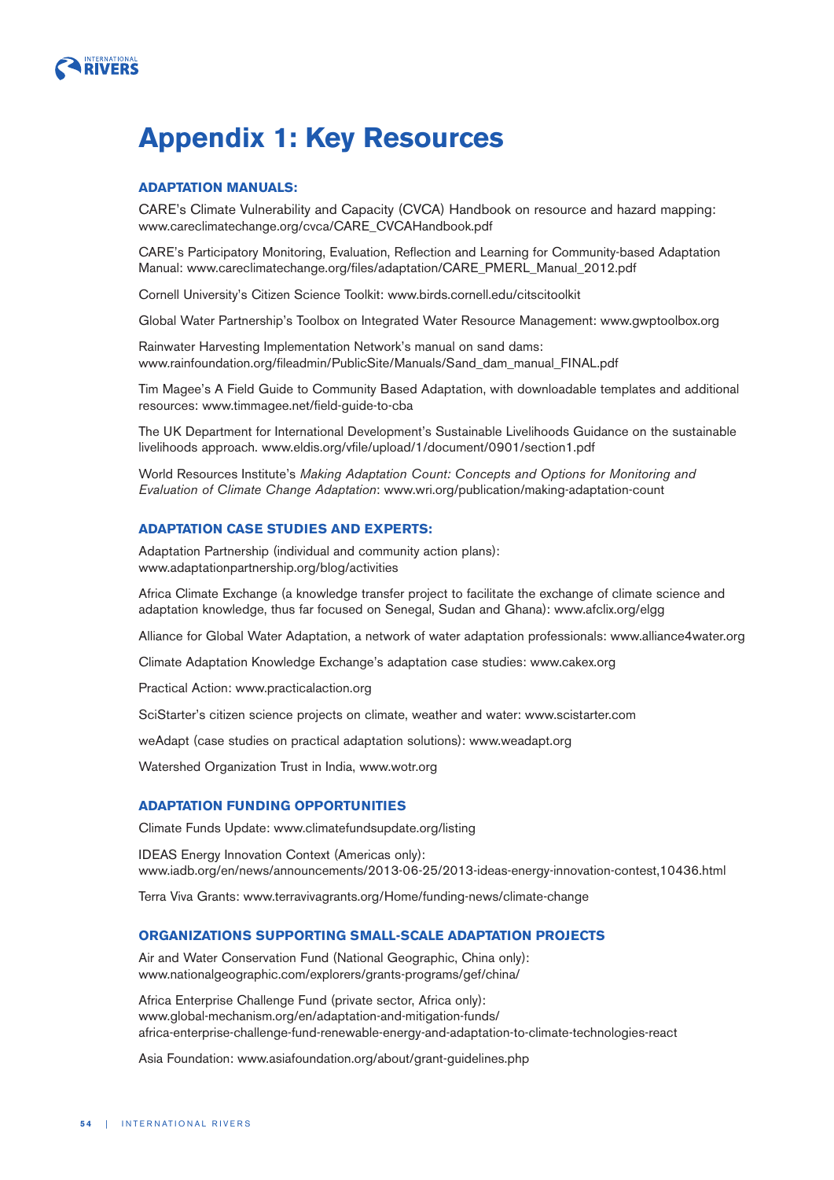# Appendix 1: Key Resources

### ADAPTATION MANUALS:

CARE's Climate Vulnerability and Capacity (CVCA) Handbook on resource and hazard mapping: www.careclimatechange.org/cvca/CARE_CVCAHandbook.pdf

CARE's Participatory Monitoring, Evaluation, Reflection and Learning for Community-based Adaptation Manual: www.careclimatechange.org/files/adaptation/CARE_PMERL_Manual_2012.pdf

Cornell University's Citizen Science Toolkit: www.birds.cornell.edu/citscitoolkit

Global Water Partnership's Toolbox on Integrated Water Resource Management: www.gwptoolbox.org

Rainwater Harvesting Implementation Network's manual on sand dams: www.rainfoundation.org/fileadmin/PublicSite/Manuals/Sand_dam_manual_FINAL.pdf

Tim Magee's A Field Guide to Community Based Adaptation, with downloadable templates and additional resources: www.timmagee.net/field-guide-to-cba

The UK Department for International Development's Sustainable Livelihoods Guidance on the sustainable livelihoods approach. www.eldis.org/vfile/upload/1/document/0901/section1.pdf

World Resources Institute's *Making Adaptation Count: Concepts and Options for Monitoring and Evaluation of Climate Change Adaptation*: www.wri.org/publication/making-adaptation-count

### ADAPTATION CASE STUDIES AND EXPERTS:

Adaptation Partnership (individual and community action plans): www.adaptationpartnership.org/blog/activities

Africa Climate Exchange (a knowledge transfer project to facilitate the exchange of climate science and adaptation knowledge, thus far focused on Senegal, Sudan and Ghana): www.afclix.org/elgg

Alliance for Global Water Adaptation, a network of water adaptation professionals: www.alliance4water.org

Climate Adaptation Knowledge Exchange's adaptation case studies: www.cakex.org

Practical Action: www.practicalaction.org

SciStarter's citizen science projects on climate, weather and water: www.scistarter.com

weAdapt (case studies on practical adaptation solutions): www.weadapt.org

Watershed Organization Trust in India, www.wotr.org

### ADAPTATION FUNDING OPPORTUNITIES

Climate Funds Update: www.climatefundsupdate.org/listing

IDEAS Energy Innovation Context (Americas only): www.iadb.org/en/news/announcements/2013-06-25/2013-ideas-energy-innovation-contest,10436.html

Terra Viva Grants: www.terravivagrants.org/Home/funding-news/climate-change

### ORGANIZATIONS SUPPORTING SMALL-SCALE ADAPTATION PROJECTS

Air and Water Conservation Fund (National Geographic, China only): www.nationalgeographic.com/explorers/grants-programs/gef/china/

Africa Enterprise Challenge Fund (private sector, Africa only): www.global-mechanism.org/en/adaptation-and-mitigation-funds/africa-enterprise-challenge-fund-renewable-energy-and-adaptation-to-climate-technologies-react

Asia Foundation: www.asiafoundation.org/about/grant-guidelines.php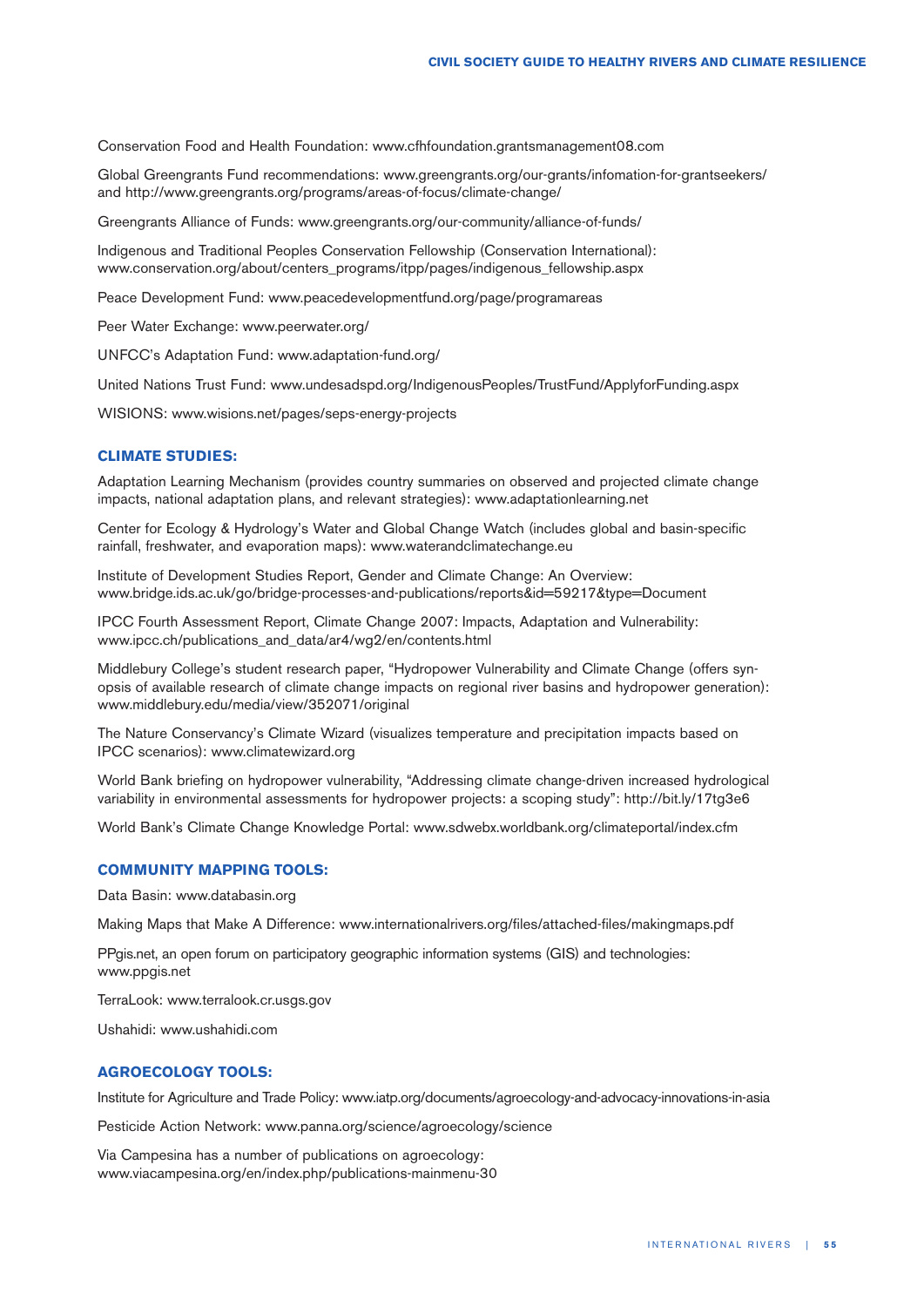Conservation Food and Health Foundation: www.cfhfoundation.grantsmanagement08.com

Global Greengrants Fund recommendations: www.greengrants.org/our-grants/infomation-for-grantseekers/ and http://www.greengrants.org/programs/areas-of-focus/climate-change/

Greengrants Alliance of Funds: www.greengrants.org/our-community/alliance-of-funds/

Indigenous and Traditional Peoples Conservation Fellowship (Conservation International): www.conservation.org/about/centers_programs/itpp/pages/indigenous_fellowship.aspx

Peace Development Fund: www.peacedevelopmentfund.org/page/programareas

Peer Water Exchange: www.peerwater.org/

UNFCC's Adaptation Fund: www.adaptation-fund.org/

United Nations Trust Fund: www.undesadspd.org/IndigenousPeoples/TrustFund/ApplyforFunding.aspx

WISIONS: www.wisions.net/pages/seps-energy-projects

### CLIMATE STUDIES:

Adaptation Learning Mechanism (provides country summaries on observed and projected climate change impacts, national adaptation plans, and relevant strategies): www.adaptationlearning.net

Center for Ecology & Hydrology's Water and Global Change Watch (includes global and basin-specific rainfall, freshwater, and evaporation maps): www.waterandclimatechange.eu

Institute of Development Studies Report, Gender and Climate Change: An Overview: www.bridge.ids.ac.uk/go/bridge-processes-and-publications/reports&id=59217&type=Document

IPCC Fourth Assessment Report, Climate Change 2007: Impacts, Adaptation and Vulnerability: www.ipcc.ch/publications_and_data/ar4/wg2/en/contents.html

Middlebury College's student research paper, "Hydropower Vulnerability and Climate Change (offers synopsis of available research of climate change impacts on regional river basins and hydropower generation): www.middlebury.edu/media/view/352071/original

The Nature Conservancy's Climate Wizard (visualizes temperature and precipitation impacts based on IPCC scenarios): www.climatewizard.org

World Bank briefing on hydropower vulnerability, "Addressing climate change-driven increased hydrological variability in environmental assessments for hydropower projects: a scoping study": http://bit.ly/17tg3e6

World Bank's Climate Change Knowledge Portal: www.sdwebx.worldbank.org/climateportal/index.cfm

### COMMUNITY MAPPING TOOLS:

Data Basin: www.databasin.org

Making Maps that Make A Difference: www.internationalrivers.org/files/attached-files/makingmaps.pdf

PPgis.net, an open forum on participatory geographic information systems (GIS) and technologies: www.ppgis.net

TerraLook: www.terralook.cr.usgs.gov

Ushahidi: www.ushahidi.com

### AGROECOLOGY TOOLS:

Institute for Agriculture and Trade Policy: www.iatp.org/documents/agroecology-and-advocacy-innovations-in-asia

Pesticide Action Network: www.panna.org/science/agroecology/science

Via Campesina has a number of publications on agroecology: www.viacampesina.org/en/index.php/publications-mainmenu-30